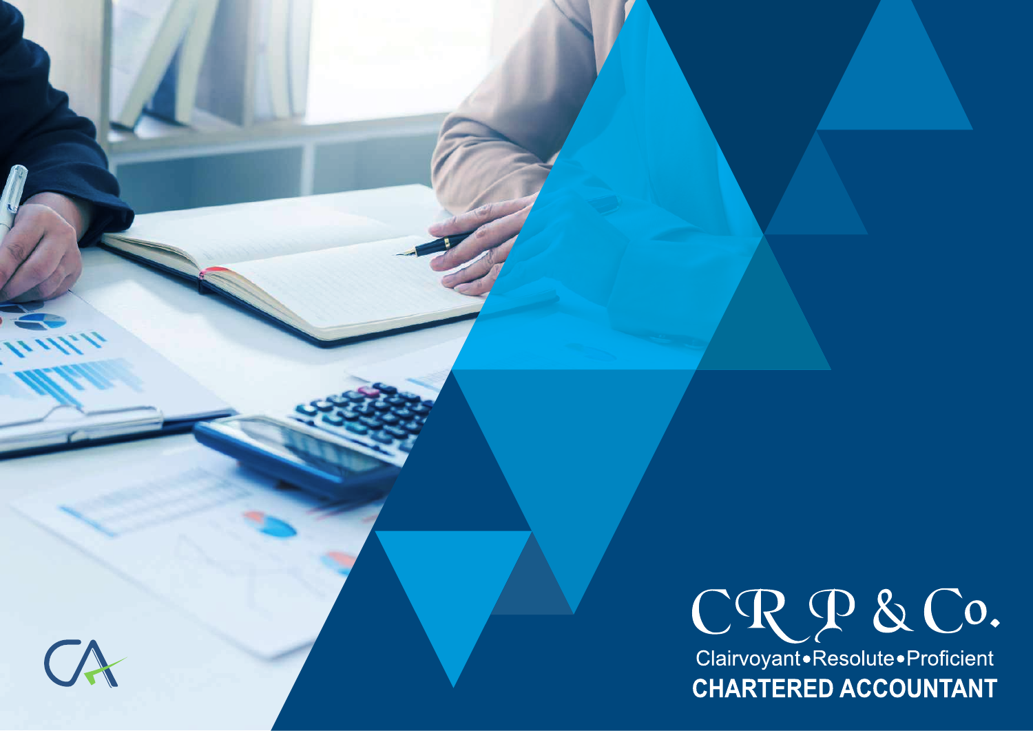# CRP & Co.

Clairvoyant•Resolute•Proficient

**CHARTERED ACCOUNTANT**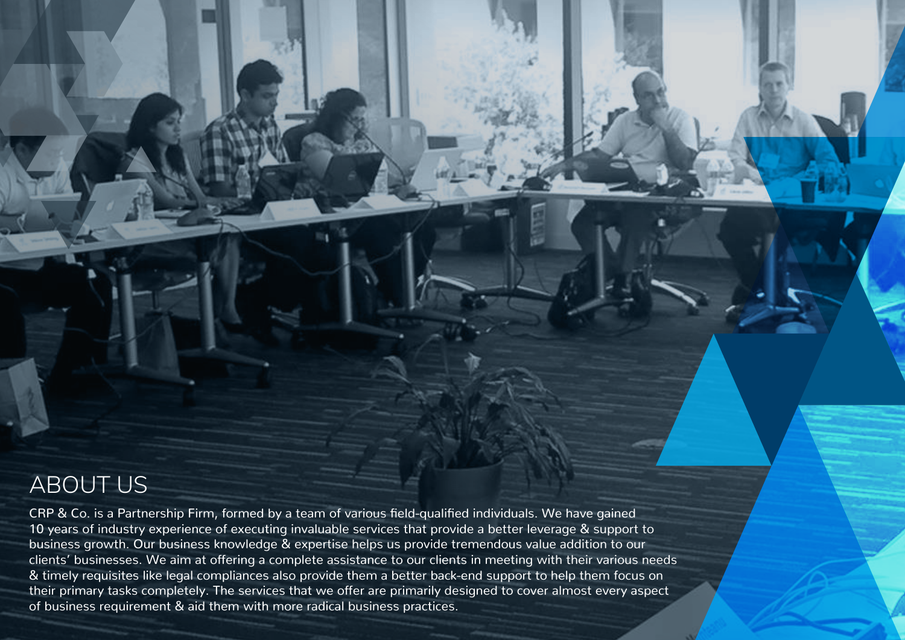# ABOUT US

CRP & Co. is a Partnership Firm, formed by a team of various field-qualified individuals. We have gained 10 years of industry experience of executing invaluable services that provide a better leverage & support to business growth. Our business knowledge & expertise helps us provide tremendous value addition to our clients' businesses. We aim at offering a complete assistance to our clients in meeting with their various needs & timely requisites like legal compliances also provide them a better back-end support to help them focus on their primary tasks completely. The services that we offer are primarily designed to cover almost every aspect of business requirement & aid them with more radical business practices.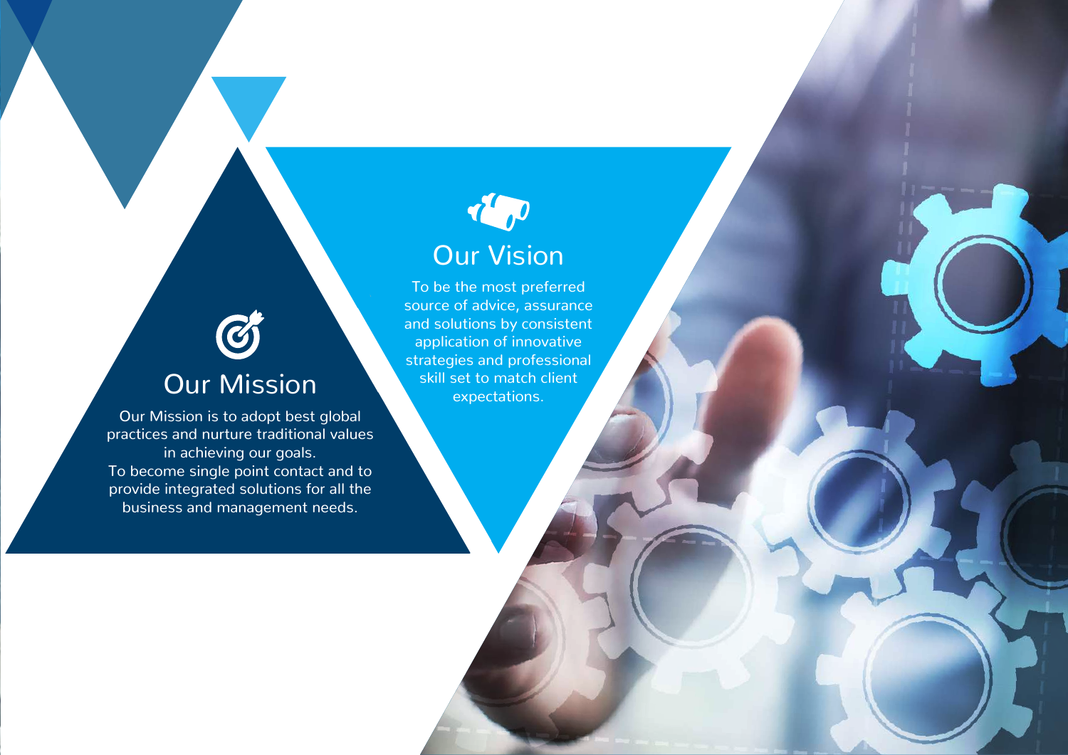## Our Mission

Our Mission is to adopt best global practices and nurture traditional values in achieving our goals.
To become single point contact and to provide integrated solutions for all the business and management needs.

## Our Vision

To be the most preferred source of advice, assurance and solutions by consistent application of innovative strategies and professional skill set to match client expectations.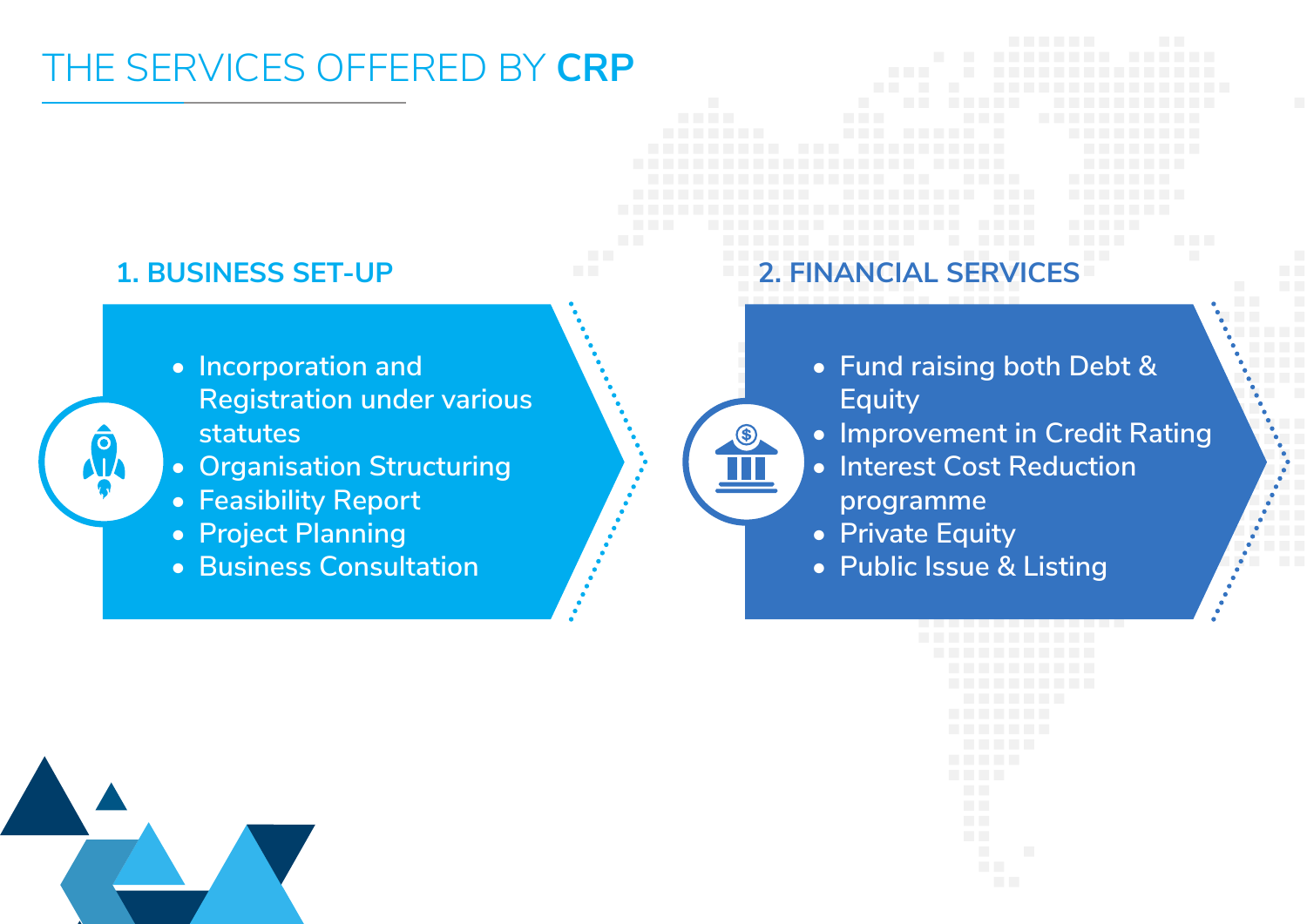# THE SERVICES OFFERED BY **CRP**

## 1. BUSINESS SET-UP

- Incorporation and Registration under various statutes
- Organisation Structuring
- Feasibility Report
- Project Planning
- Business Consultation

## 2. FINANCIAL SERVICES

- Fund raising both Debt & Equity
- Improvement in Credit Rating
- Interest Cost Reduction programme
- Private Equity
- Public Issue & Listing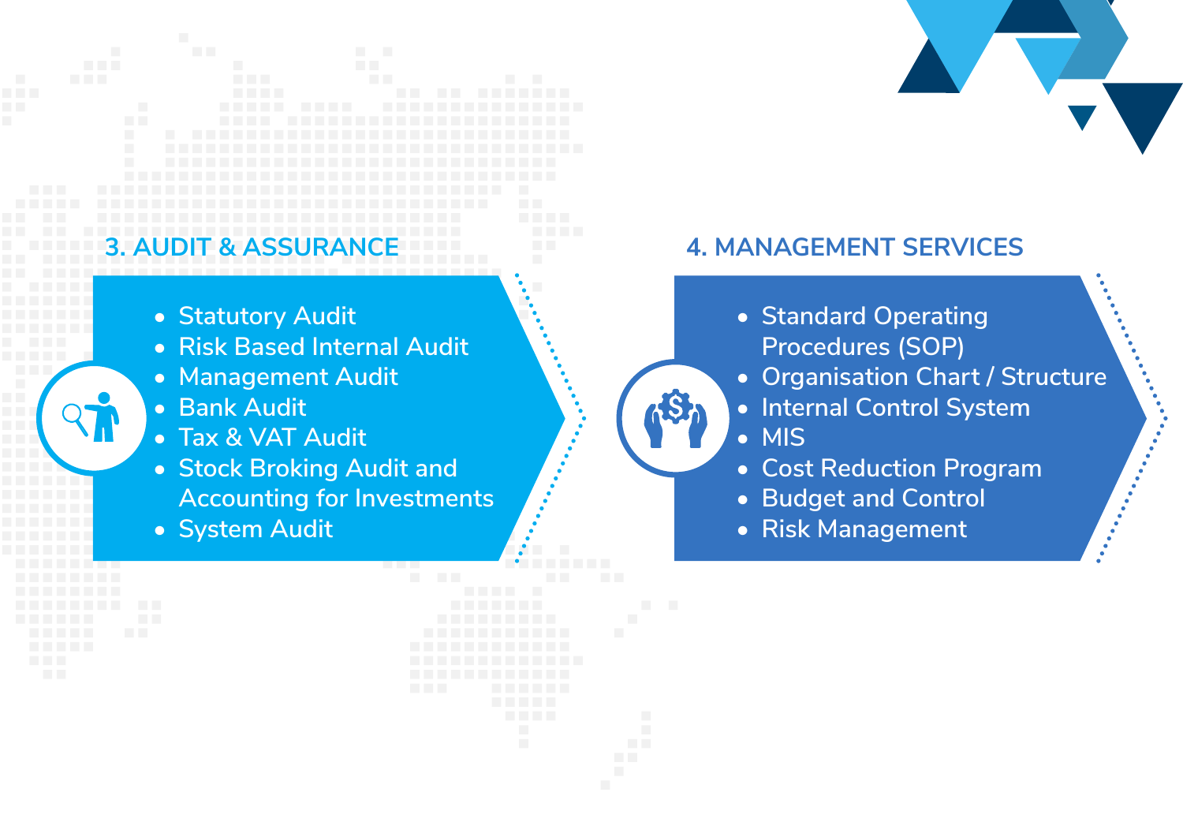## 3. AUDIT & ASSURANCE

- Statutory Audit
- Risk Based Internal Audit
- Management Audit
- Bank Audit
- Tax & VAT Audit
- Stock Broking Audit and Accounting for Investments
- System Audit

## 4. MANAGEMENT SERVICES

- Standard Operating Procedures (SOP)
- Organisation Chart / Structure
- Internal Control System
- MIS
- Cost Reduction Program
- Budget and Control
- Risk Management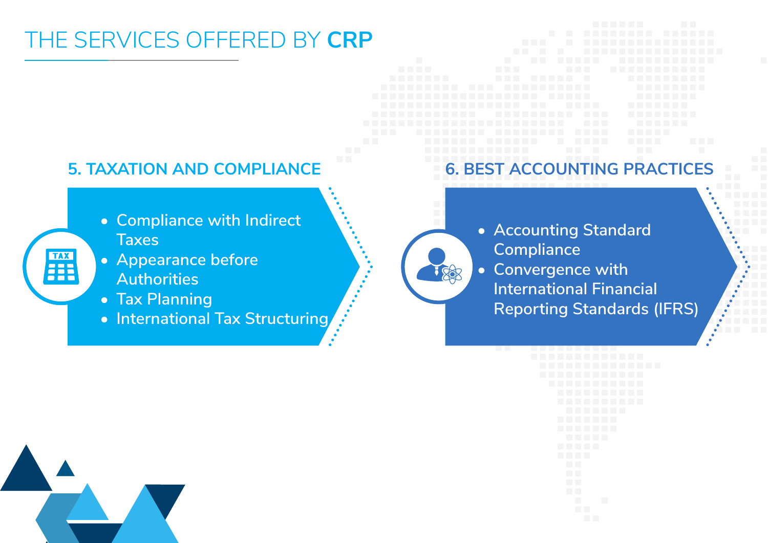# THE SERVICES OFFERED BY **CRP**

## 5. TAXATION AND COMPLIANCE

- Compliance with Indirect Taxes
- Appearance before Authorities
- Tax Planning
- International Tax Structuring

## 6. BEST ACCOUNTING PRACTICES

- Accounting Standard Compliance
- Convergence with International Financial Reporting Standards (IFRS)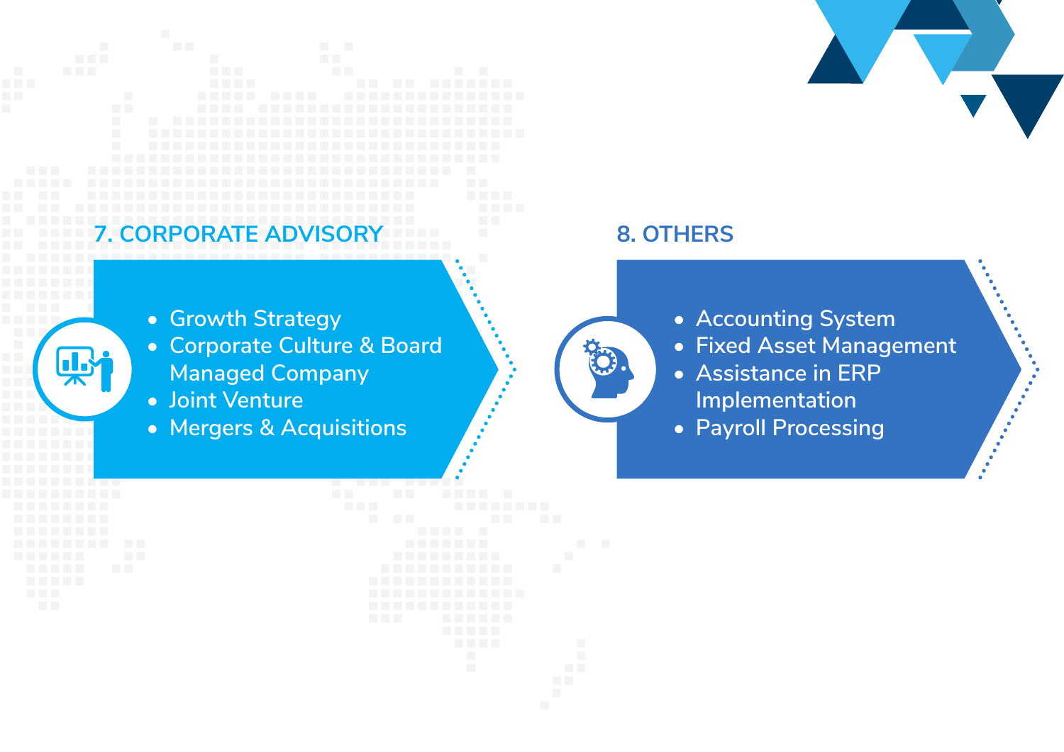## 7. CORPORATE ADVISORY

- Growth Strategy
- Corporate Culture & Board Managed Company
- Joint Venture
- Mergers & Acquisitions

## 8. OTHERS

- Accounting System
- Fixed Asset Management
- Assistance in ERP Implementation
- Payroll Processing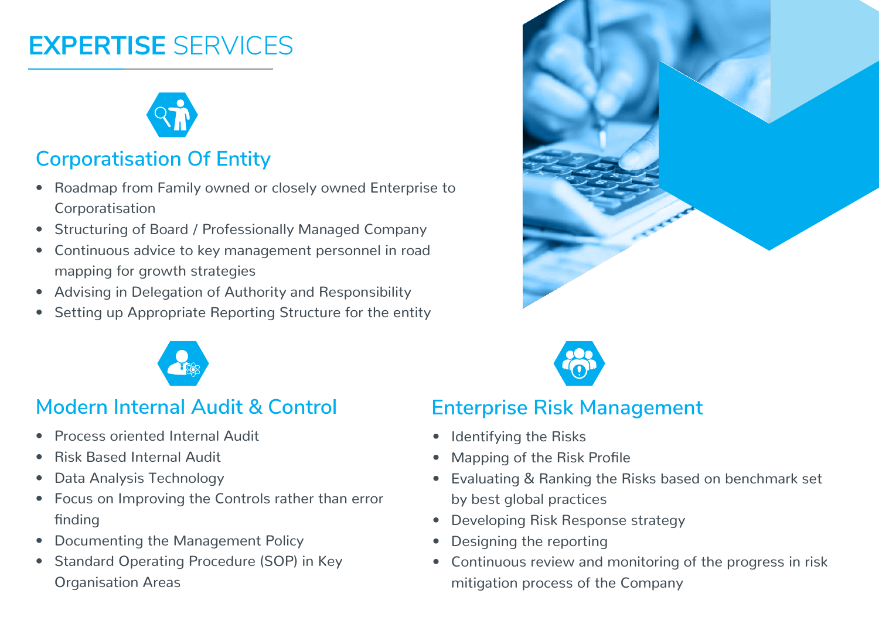# EXPERTISE SERVICES

## Corporatisation Of Entity

- Roadmap from Family owned or closely owned Enterprise to Corporatisation
- Structuring of Board / Professionally Managed Company
- Continuous advice to key management personnel in road mapping for growth strategies
- Advising in Delegation of Authority and Responsibility
- Setting up Appropriate Reporting Structure for the entity

## Modern Internal Audit & Control

- Process oriented Internal Audit
- Risk Based Internal Audit
- Data Analysis Technology
- Focus on Improving the Controls rather than error finding
- Documenting the Management Policy
- Standard Operating Procedure (SOP) in Key Organisation Areas

## Enterprise Risk Management

- Identifying the Risks
- Mapping of the Risk Profile
- Evaluating & Ranking the Risks based on benchmark set by best global practices
- Developing Risk Response strategy
- Designing the reporting
- Continuous review and monitoring of the progress in risk mitigation process of the Company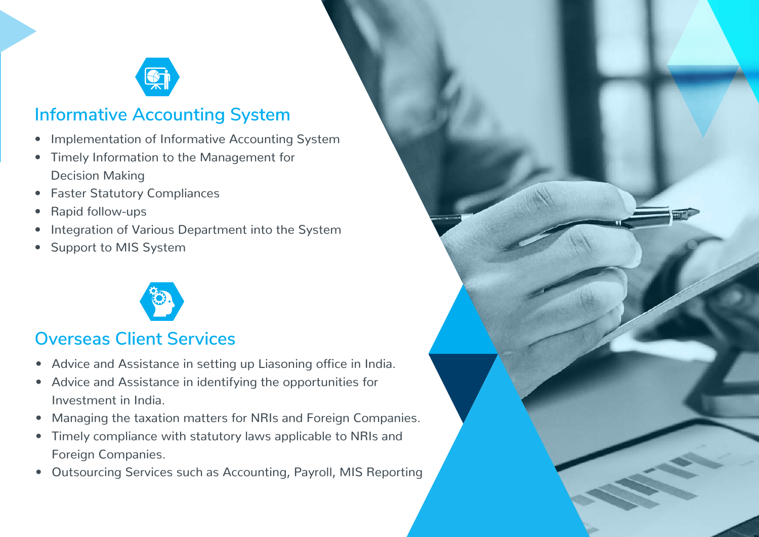## Informative Accounting System

- Implementation of Informative Accounting System
- Timely Information to the Management for Decision Making
- Faster Statutory Compliances
- Rapid follow-ups
- Integration of Various Department into the System
- Support to MIS System

## Overseas Client Services

- Advice and Assistance in setting up Liasoning office in India.
- Advice and Assistance in identifying the opportunities for Investment in India.
- Managing the taxation matters for NRIs and Foreign Companies.
- Timely compliance with statutory laws applicable to NRIs and Foreign Companies.
- Outsourcing Services such as Accounting, Payroll, MIS Reporting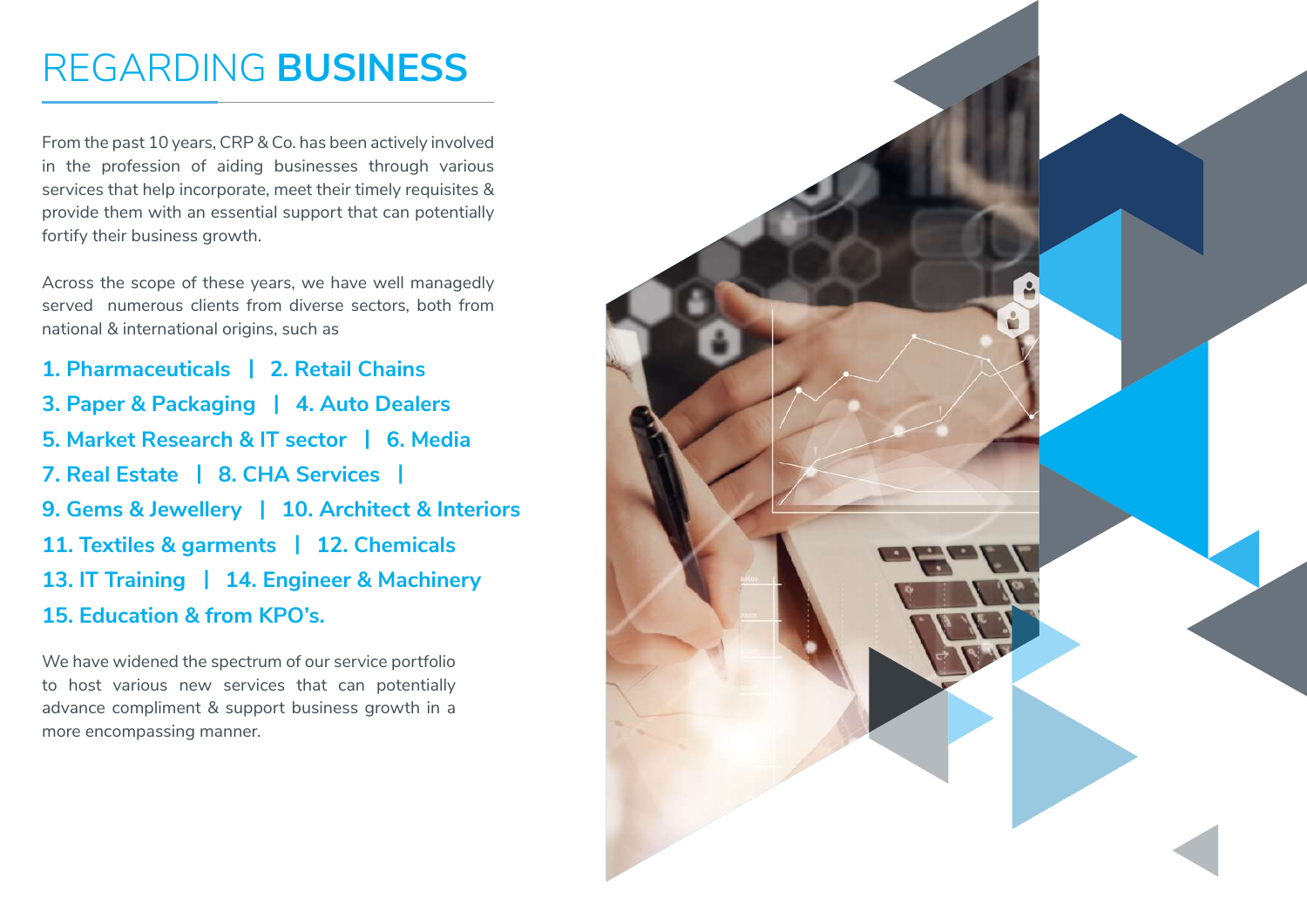# REGARDING **BUSINESS**

From the past 10 years, CRP & Co. has been actively involved in the profession of aiding businesses through various services that help incorporate, meet their timely requisites & provide them with an essential support that can potentially fortify their business growth.

Across the scope of these years, we have well managedly served numerous clients from diverse sectors, both from national & international origins, such as

**1. Pharmaceuticals | 2. Retail Chains**
**3. Paper & Packaging | 4. Auto Dealers**
**5. Market Research & IT sector | 6. Media**
**7. Real Estate | 8. CHA Services |**
**9. Gems & Jewellery | 10. Architect & Interiors**
**11. Textiles & garments | 12. Chemicals**
**13. IT Training | 14. Engineer & Machinery**
**15. Education & from KPO's.**

We have widened the spectrum of our service portfolio to host various new services that can potentially advance compliment & support business growth in a more encompassing manner.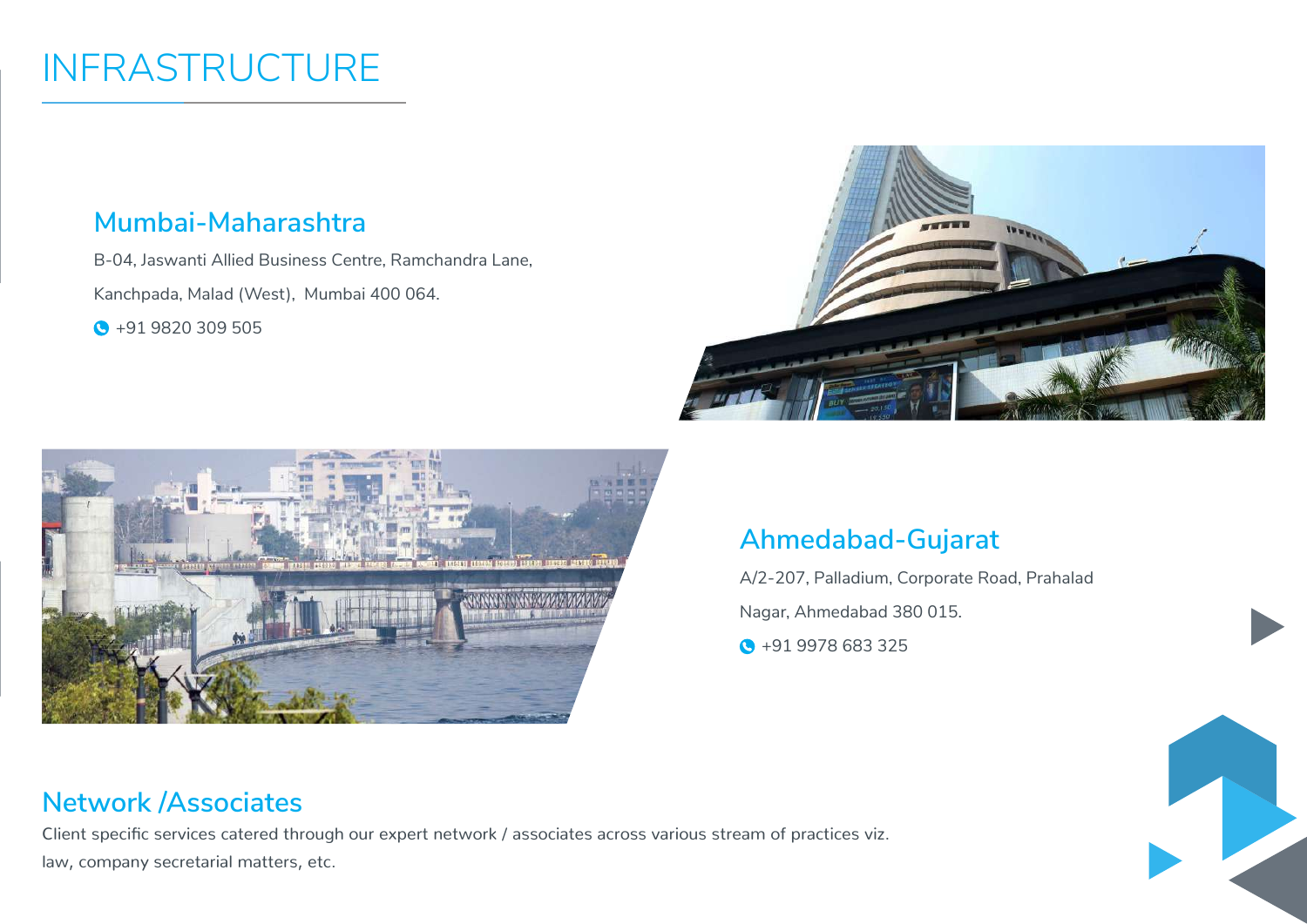# INFRASTRUCTURE

## Mumbai-Maharashtra

B-04, Jaswanti Allied Business Centre, Ramchandra Lane,

Kanchpada, Malad (West), Mumbai 400 064.

+91 9820 309 505

## Ahmedabad-Gujarat

A/2-207, Palladium, Corporate Road, Prahalad

Nagar, Ahmedabad 380 015.

+91 9978 683 325

## Network /Associates

Client specific services catered through our expert network / associates across various stream of practices viz. law, company secretarial matters, etc.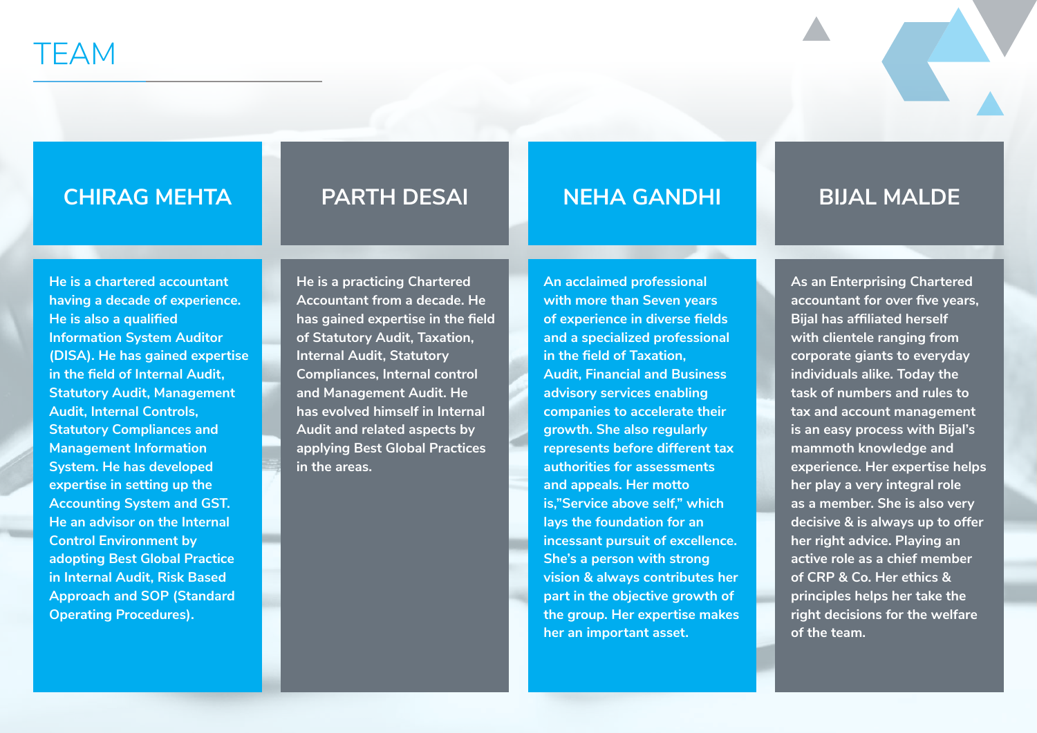# TEAM

## CHIRAG MEHTA

He is a chartered accountant having a decade of experience. He is also a qualified Information System Auditor (DISA). He has gained expertise in the field of Internal Audit, Statutory Audit, Management Audit, Internal Controls, Statutory Compliances and Management Information System. He has developed expertise in setting up the Accounting System and GST. He an advisor on the Internal Control Environment by adopting Best Global Practice in Internal Audit, Risk Based Approach and SOP (Standard Operating Procedures).

## PARTH DESAI

He is a practicing Chartered Accountant from a decade. He has gained expertise in the field of Statutory Audit, Taxation, Internal Audit, Statutory Compliances, Internal control and Management Audit. He has evolved himself in Internal Audit and related aspects by applying Best Global Practices in the areas.

## NEHA GANDHI

An acclaimed professional with more than Seven years of experience in diverse fields and a specialized professional in the field of Taxation, Audit, Financial and Business advisory services enabling companies to accelerate their growth. She also regularly represents before different tax authorities for assessments and appeals. Her motto is,"Service above self," which lays the foundation for an incessant pursuit of excellence. She's a person with strong vision & always contributes her part in the objective growth of the group. Her expertise makes her an important asset.

## BIJAL MALDE

As an Enterprising Chartered accountant for over five years, Bijal has affiliated herself with clientele ranging from corporate giants to everyday individuals alike. Today the task of numbers and rules to tax and account management is an easy process with Bijal's mammoth knowledge and experience. Her expertise helps her play a very integral role as a member. She is also very decisive & is always up to offer her right advice. Playing an active role as a chief member of CRP & Co. Her ethics & principles helps her take the right decisions for the welfare of the team.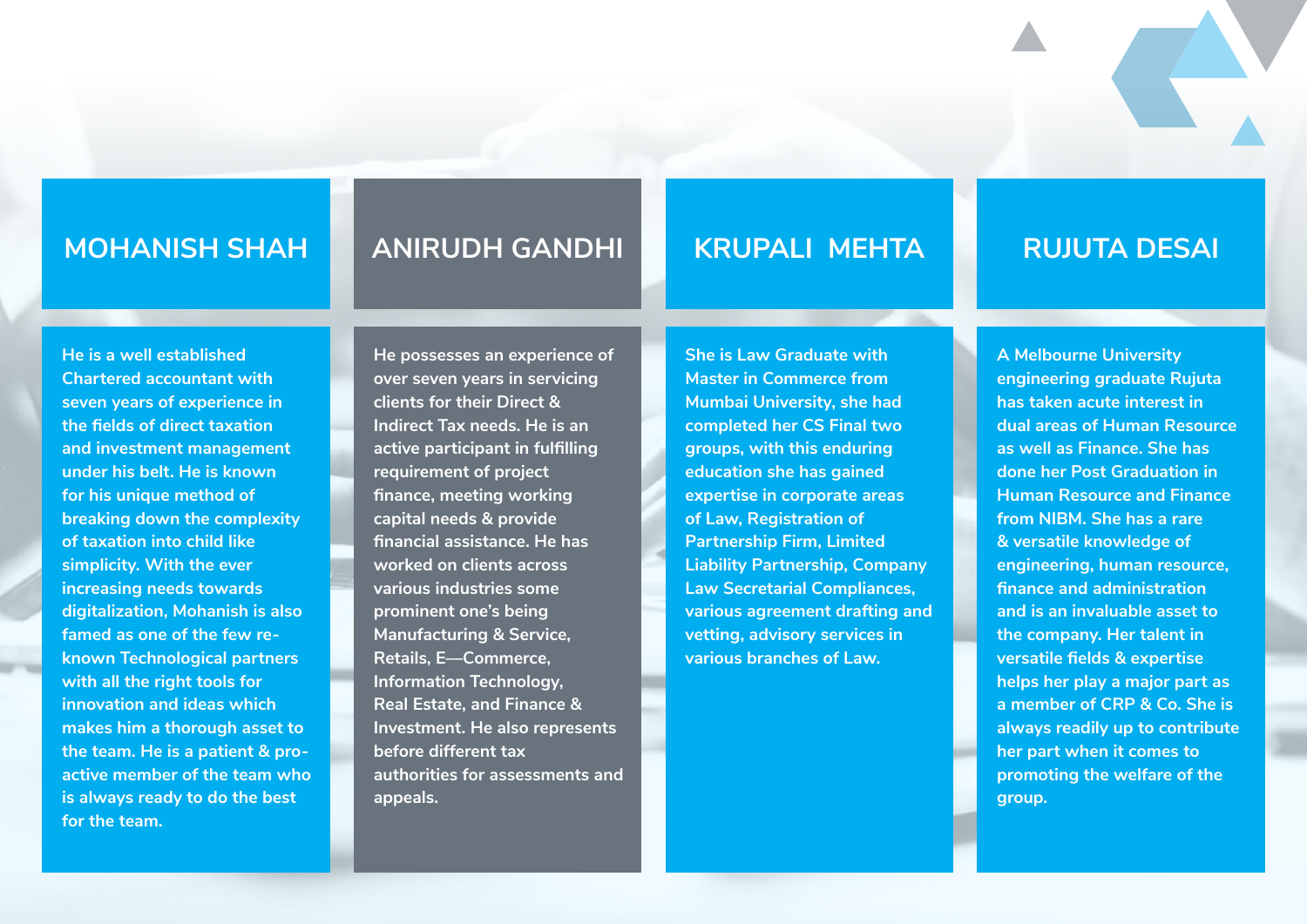## MOHANISH SHAH

He is a well established Chartered accountant with seven years of experience in the fields of direct taxation and investment management under his belt. He is known for his unique method of breaking down the complexity of taxation into child like simplicity. With the ever increasing needs towards digitalization, Mohanish is also famed as one of the few re-known Technological partners with all the right tools for innovation and ideas which makes him a thorough asset to the team. He is a patient & pro-active member of the team who is always ready to do the best for the team.

## ANIRUDH GANDHI

He possesses an experience of over seven years in servicing clients for their Direct & Indirect Tax needs. He is an active participant in fulfilling requirement of project finance, meeting working capital needs & provide financial assistance. He has worked on clients across various industries some prominent one's being Manufacturing & Service, Retails, E—Commerce, Information Technology, Real Estate, and Finance & Investment. He also represents before different tax authorities for assessments and appeals.

## KRUPALI MEHTA

She is Law Graduate with Master in Commerce from Mumbai University, she had completed her CS Final two groups, with this enduring education she has gained expertise in corporate areas of Law, Registration of Partnership Firm, Limited Liability Partnership, Company Law Secretarial Compliances, various agreement drafting and vetting, advisory services in various branches of Law.

## RUJUTA DESAI

A Melbourne University engineering graduate Rujuta has taken acute interest in dual areas of Human Resource as well as Finance. She has done her Post Graduation in Human Resource and Finance from NIBM. She has a rare & versatile knowledge of engineering, human resource, finance and administration and is an invaluable asset to the company. Her talent in versatile fields & expertise helps her play a major part as a member of CRP & Co. She is always readily up to contribute her part when it comes to promoting the welfare of the group.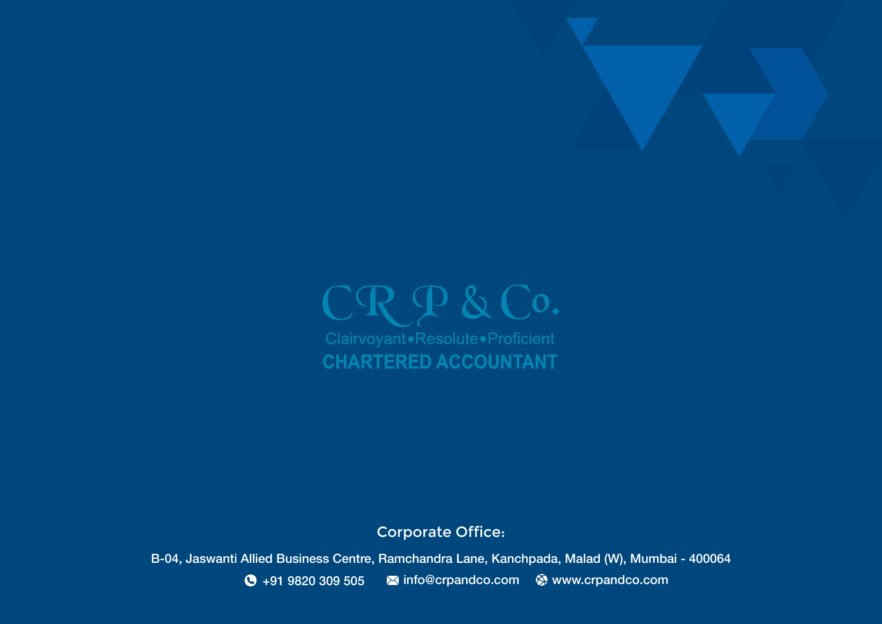CR P & Co.

Clairvoyant•Resolute•Proficient

**CHARTERED ACCOUNTANT**

Corporate Office:

B-04, Jaswanti Allied Business Centre, Ramchandra Lane, Kanchpada, Malad (W), Mumbai - 400064

+91 9820 309 505 info@crpandco.com www.crpandco.com